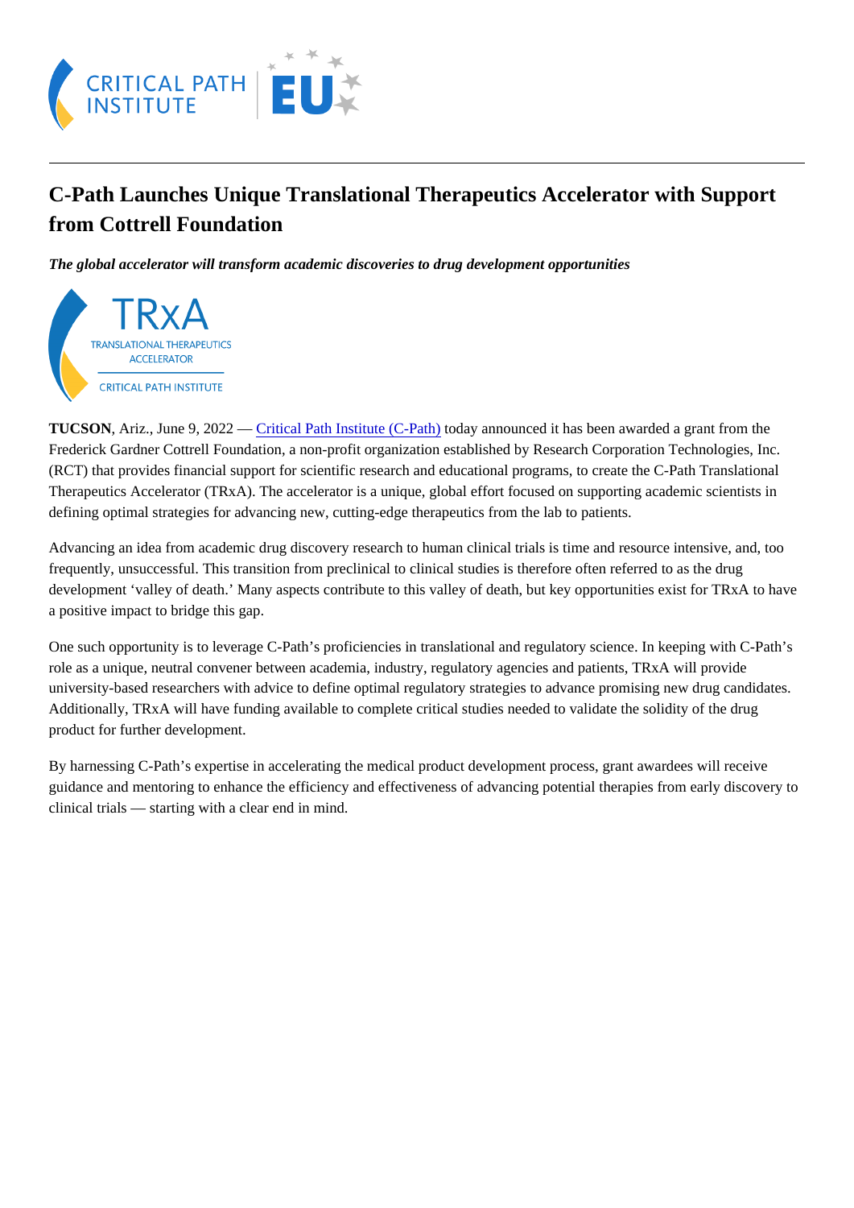# C-Path Launches Unique Translational Therapeutics Accelerator with Support from Cottrell Foundation

*The global accelerator will transform academic discoveries to drug development opportunities*

**TUCSON**, Ariz., June 9, 2022 — Critical Path Institute (C-Path) today announced it has been awarded a grant from the Frederick Gardner Cottrell Foundation, a non-profit organization established by Research Corporation Technologies, Inc. (RCT) that provides financial support for scientific research and educational programs, to create the C-Path Translational Therapeutics Accelerator (TRxA). The accelerator is a unique, global effort focused on supporting academic scientists in defining optimal strategies for advancing new, cutting-edge therapeutics from the lab to patients.

Advancing an idea from academic drug discovery research to human clinical trials is time and resource intensive, and, too frequently, unsuccessful. This transition from preclinical to clinical studies is therefore often referred to as the drug development 'valley of death.' Many aspects contribute to this valley of death, but key opportunities exist for TRxA to have a positive impact to bridge this gap.

One such opportunity is to leverage C-Path's proficiencies in translational and regulatory science. In keeping with C-Path's role as a unique, neutral convener between academia, industry, regulatory agencies and patients, TRxA will provide university-based researchers with advice to define optimal regulatory strategies to advance promising new drug candidates. Additionally, TRxA will have funding available to complete critical studies needed to validate the solidity of the drug product for further development.

By harnessing C-Path's expertise in accelerating the medical product development process, grant awardees will receive guidance and mentoring to enhance the efficiency and effectiveness of advancing potential therapies from early discovery to clinical trials — starting with a clear end in mind.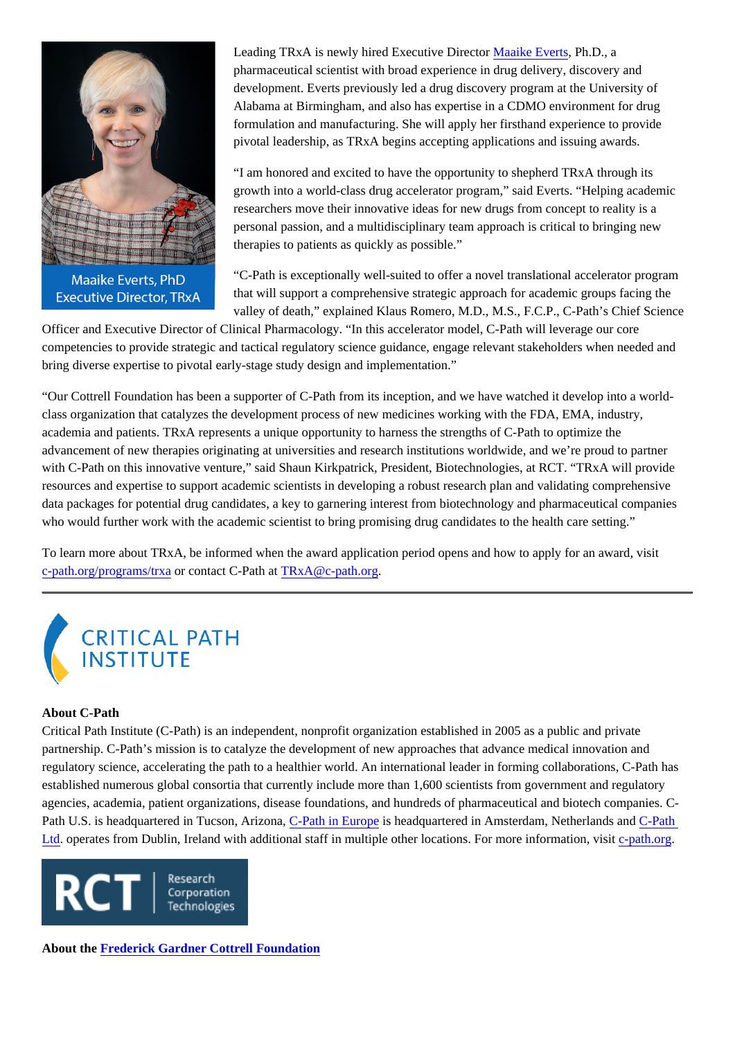Maaike Everts, PhD
Executive Director, TRxA

Leading TRxA is newly hired Executive Director Maaike Everts, Ph.D., a pharmaceutical scientist with broad experience in drug delivery, discovery and development. Everts previously led a drug discovery program at the University of Alabama at Birmingham, and also has expertise in a CDMO environment for drug formulation and manufacturing. She will apply her firsthand experience to provide pivotal leadership, as TRxA begins accepting applications and issuing awards.

"I am honored and excited to have the opportunity to shepherd TRxA through its growth into a world-class drug accelerator program," said Everts. "Helping academic researchers move their innovative ideas for new drugs from concept to reality is a personal passion, and a multidisciplinary team approach is critical to bringing new therapies to patients as quickly as possible."

"C-Path is exceptionally well-suited to offer a novel translational accelerator program that will support a comprehensive strategic approach for academic groups facing the valley of death," explained Klaus Romero, M.D., M.S., F.C.P., C-Path's Chief Science Officer and Executive Director of Clinical Pharmacology. "In this accelerator model, C-Path will leverage our core competencies to provide strategic and tactical regulatory science guidance, engage relevant stakeholders when needed and bring diverse expertise to pivotal early-stage study design and implementation."

"Our Cottrell Foundation has been a supporter of C-Path from its inception, and we have watched it develop into a world-class organization that catalyzes the development process of new medicines working with the FDA, EMA, industry, academia and patients. TRxA represents a unique opportunity to harness the strengths of C-Path to optimize the advancement of new therapies originating at universities and research institutions worldwide, and we're proud to partner with C-Path on this innovative venture," said Shaun Kirkpatrick, President, Biotechnologies, at RCT. "TRxA will provide resources and expertise to support academic scientists in developing a robust research plan and validating comprehensive data packages for potential drug candidates, a key to garnering interest from biotechnology and pharmaceutical companies who would further work with the academic scientist to bring promising drug candidates to the health care setting."

To learn more about TRxA, be informed when the award application period opens and how to apply for an award, visit c-path.org/programs/trxa or contact C-Path at TRxA@c-path.org.

---

CRITICAL PATH INSTITUTE

**About C-Path**

Critical Path Institute (C-Path) is an independent, nonprofit organization established in 2005 as a public and private partnership. C-Path's mission is to catalyze the development of new approaches that advance medical innovation and regulatory science, accelerating the path to a healthier world. An international leader in forming collaborations, C-Path has established numerous global consortia that currently include more than 1,600 scientists from government and regulatory agencies, academia, patient organizations, disease foundations, and hundreds of pharmaceutical and biotech companies. C-Path U.S. is headquartered in Tucson, Arizona, C-Path in Europe is headquartered in Amsterdam, Netherlands and C-Path Ltd. operates from Dublin, Ireland with additional staff in multiple other locations. For more information, visit c-path.org.

RCT | Research Corporation Technologies

**About the Frederick Gardner Cottrell Foundation**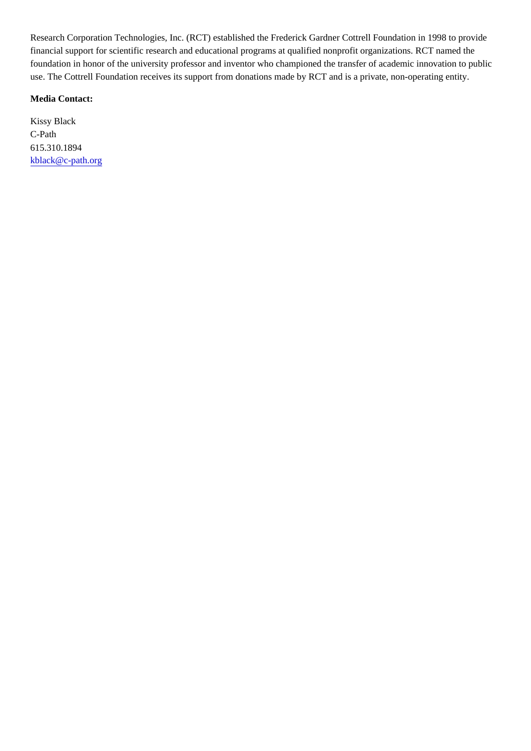Research Corporation Technologies, Inc. (RCT) established the Frederick Gardner Cottrell Foundation in 1998 to provide financial support for scientific research and educational programs at qualified nonprofit organizations. RCT named the foundation in honor of the university professor and inventor who championed the transfer of academic innovation to public use. The Cottrell Foundation receives its support from donations made by RCT and is a private, non-operating entity.

**Media Contact:**

Kissy Black
C-Path
615.310.1894
kblack@c-path.org